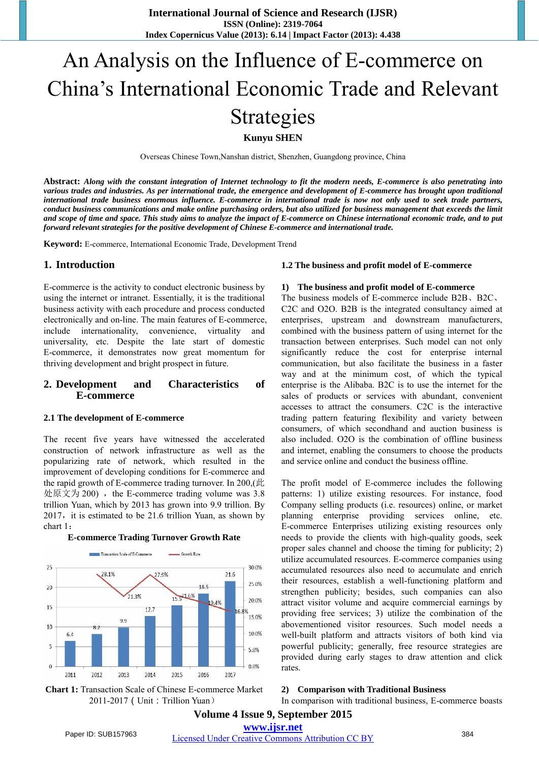# An Analysis on the Influence of E-commerce on China's International Economic Trade and Relevant Strategies

**Kunyu SHEN**

Overseas Chinese Town,Nanshan district, Shenzhen, Guangdong province, China

**Abstract:** ***Along with the constant integration of Internet technology to fit the modern needs, E-commerce is also penetrating into various trades and industries. As per international trade, the emergence and development of E-commerce has brought upon traditional international trade business enormous influence. E-commerce in international trade is now not only used to seek trade partners, conduct business communications and make online purchasing orders, but also utilized for business management that exceeds the limit and scope of time and space. This study aims to analyze the impact of E-commerce on Chinese international economic trade, and to put forward relevant strategies for the positive development of Chinese E-commerce and international trade.***

**Keyword:** E-commerce, International Economic Trade, Development Trend

## 1. Introduction

E-commerce is the activity to conduct electronic business by using the internet or intranet. Essentially, it is the traditional business activity with each procedure and process conducted electronically and on-line. The main features of E-commerce, include internationality, convenience, virtuality and universality, etc. Despite the late start of domestic E-commerce, it demonstrates now great momentum for thriving development and bright prospect in future.

## 2. Development and Characteristics of E-commerce

### 2.1 The development of E-commerce

The recent five years have witnessed the accelerated construction of network infrastructure as well as the popularizing rate of network, which resulted in the improvement of developing conditions for E-commerce and the rapid growth of E-commerce trading turnover. In 200,(此处原文为 200) ，the E-commerce trading volume was 3.8 trillion Yuan, which by 2013 has grown into 9.9 trillion. By 2017，it is estimated to be 21.6 trillion Yuan, as shown by chart 1：

**E-commerce Trading Turnover Growth Rate**

| Year | Transaction Scale of E-Commerce | Growth Rate |
|---|---|---|
| 2011 | 6.4 | |
| 2012 | 8.2 | 28.1% |
| 2013 | 9.9 | 21.3% |
| 2014 | 12.7 | 27.9% |
| 2015 | 15.5 | 21.6% |
| 2016 | 18.5 | 19.4% |
| 2017 | 21.6 | 16.8% |

**Chart 1:** Transaction Scale of Chinese E-commerce Market 2011-2017 ( Unit：Trillion Yuan）

### 1.2 The business and profit model of E-commerce

**1) The business and profit model of E-commerce**

The business models of E-commerce include B2B、B2C、C2C and O2O. B2B is the integrated consultancy aimed at enterprises, upstream and downstream manufacturers, combined with the business pattern of using internet for the transaction between enterprises. Such model can not only significantly reduce the cost for enterprise internal communication, but also facilitate the business in a faster way and at the minimum cost, of which the typical enterprise is the Alibaba. B2C is to use the internet for the sales of products or services with abundant, convenient accesses to attract the consumers. C2C is the interactive trading pattern featuring flexibility and variety between consumers, of which secondhand and auction business is also included. O2O is the combination of offline business and internet, enabling the consumers to choose the products and service online and conduct the business offline.

The profit model of E-commerce includes the following patterns: 1) utilize existing resources. For instance, food Company selling products (i.e. resources) online, or market planning enterprise providing services online, etc. E-commerce Enterprises utilizing existing resources only needs to provide the clients with high-quality goods, seek proper sales channel and choose the timing for publicity; 2) utilize accumulated resources. E-commerce companies using accumulated resources also need to accumulate and enrich their resources, establish a well-functioning platform and strengthen publicity; besides, such companies can also attract visitor volume and acquire commercial earnings by providing free services; 3) utilize the combination of the abovementioned visitor resources. Such model needs a well-built platform and attracts visitors of both kind via powerful publicity; generally, free resource strategies are provided during early stages to draw attention and click rates.

**2) Comparison with Traditional Business**

In comparison with traditional business, E-commerce boasts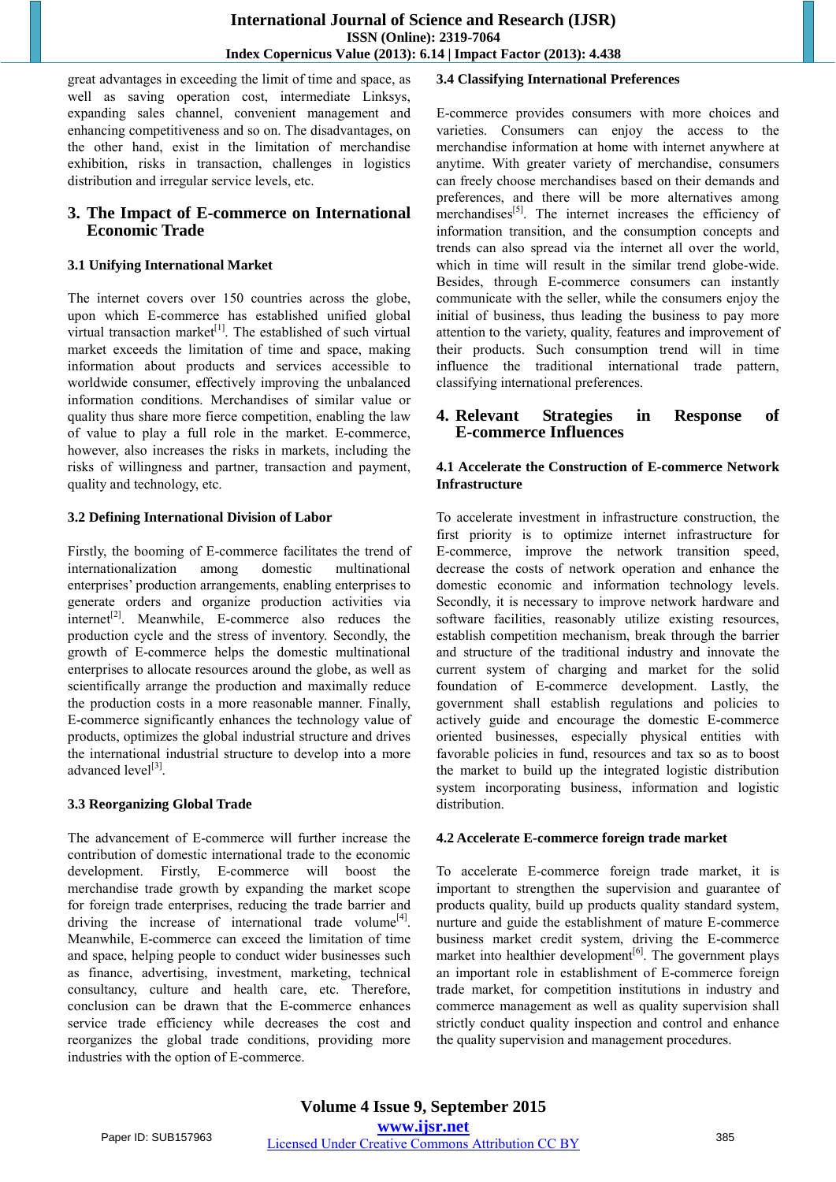great advantages in exceeding the limit of time and space, as well as saving operation cost, intermediate Linksys, expanding sales channel, convenient management and enhancing competitiveness and so on. The disadvantages, on the other hand, exist in the limitation of merchandise exhibition, risks in transaction, challenges in logistics distribution and irregular service levels, etc.

## 3. The Impact of E-commerce on International Economic Trade

### 3.1 Unifying International Market

The internet covers over 150 countries across the globe, upon which E-commerce has established unified global virtual transaction market[1]. The established of such virtual market exceeds the limitation of time and space, making information about products and services accessible to worldwide consumer, effectively improving the unbalanced information conditions. Merchandises of similar value or quality thus share more fierce competition, enabling the law of value to play a full role in the market. E-commerce, however, also increases the risks in markets, including the risks of willingness and partner, transaction and payment, quality and technology, etc.

### 3.2 Defining International Division of Labor

Firstly, the booming of E-commerce facilitates the trend of internationalization among domestic multinational enterprises' production arrangements, enabling enterprises to generate orders and organize production activities via internet[2]. Meanwhile, E-commerce also reduces the production cycle and the stress of inventory. Secondly, the growth of E-commerce helps the domestic multinational enterprises to allocate resources around the globe, as well as scientifically arrange the production and maximally reduce the production costs in a more reasonable manner. Finally, E-commerce significantly enhances the technology value of products, optimizes the global industrial structure and drives the international industrial structure to develop into a more advanced level[3].

### 3.3 Reorganizing Global Trade

The advancement of E-commerce will further increase the contribution of domestic international trade to the economic development. Firstly, E-commerce will boost the merchandise trade growth by expanding the market scope for foreign trade enterprises, reducing the trade barrier and driving the increase of international trade volume[4]. Meanwhile, E-commerce can exceed the limitation of time and space, helping people to conduct wider businesses such as finance, advertising, investment, marketing, technical consultancy, culture and health care, etc. Therefore, conclusion can be drawn that the E-commerce enhances service trade efficiency while decreases the cost and reorganizes the global trade conditions, providing more industries with the option of E-commerce.

### 3.4 Classifying International Preferences

E-commerce provides consumers with more choices and varieties. Consumers can enjoy the access to the merchandise information at home with internet anywhere at anytime. With greater variety of merchandise, consumers can freely choose merchandises based on their demands and preferences, and there will be more alternatives among merchandises[5]. The internet increases the efficiency of information transition, and the consumption concepts and trends can also spread via the internet all over the world, which in time will result in the similar trend globe-wide. Besides, through E-commerce consumers can instantly communicate with the seller, while the consumers enjoy the initial of business, thus leading the business to pay more attention to the variety, quality, features and improvement of their products. Such consumption trend will in time influence the traditional international trade pattern, classifying international preferences.

## 4. Relevant Strategies in Response of E-commerce Influences

### 4.1 Accelerate the Construction of E-commerce Network Infrastructure

To accelerate investment in infrastructure construction, the first priority is to optimize internet infrastructure for E-commerce, improve the network transition speed, decrease the costs of network operation and enhance the domestic economic and information technology levels. Secondly, it is necessary to improve network hardware and software facilities, reasonably utilize existing resources, establish competition mechanism, break through the barrier and structure of the traditional industry and innovate the current system of charging and market for the solid foundation of E-commerce development. Lastly, the government shall establish regulations and policies to actively guide and encourage the domestic E-commerce oriented businesses, especially physical entities with favorable policies in fund, resources and tax so as to boost the market to build up the integrated logistic distribution system incorporating business, information and logistic distribution.

### 4.2 Accelerate E-commerce foreign trade market

To accelerate E-commerce foreign trade market, it is important to strengthen the supervision and guarantee of products quality, build up products quality standard system, nurture and guide the establishment of mature E-commerce business market credit system, driving the E-commerce market into healthier development[6]. The government plays an important role in establishment of E-commerce foreign trade market, for competition institutions in industry and commerce management as well as quality supervision shall strictly conduct quality inspection and control and enhance the quality supervision and management procedures.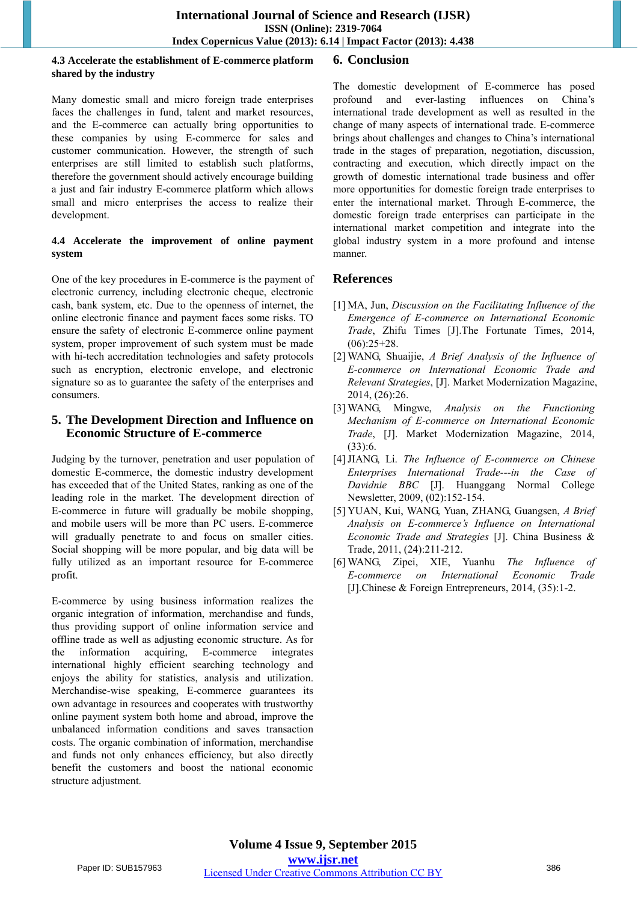### 4.3 Accelerate the establishment of E-commerce platform shared by the industry

Many domestic small and micro foreign trade enterprises faces the challenges in fund, talent and market resources, and the E-commerce can actually bring opportunities to these companies by using E-commerce for sales and customer communication. However, the strength of such enterprises are still limited to establish such platforms, therefore the government should actively encourage building a just and fair industry E-commerce platform which allows small and micro enterprises the access to realize their development.

### 4.4 Accelerate the improvement of online payment system

One of the key procedures in E-commerce is the payment of electronic currency, including electronic cheque, electronic cash, bank system, etc. Due to the openness of internet, the online electronic finance and payment faces some risks. TO ensure the safety of electronic E-commerce online payment system, proper improvement of such system must be made with hi-tech accreditation technologies and safety protocols such as encryption, electronic envelope, and electronic signature so as to guarantee the safety of the enterprises and consumers.

## 5. The Development Direction and Influence on Economic Structure of E-commerce

Judging by the turnover, penetration and user population of domestic E-commerce, the domestic industry development has exceeded that of the United States, ranking as one of the leading role in the market. The development direction of E-commerce in future will gradually be mobile shopping, and mobile users will be more than PC users. E-commerce will gradually penetrate to and focus on smaller cities. Social shopping will be more popular, and big data will be fully utilized as an important resource for E-commerce profit.

E-commerce by using business information realizes the organic integration of information, merchandise and funds, thus providing support of online information service and offline trade as well as adjusting economic structure. As for the information acquiring, E-commerce integrates international highly efficient searching technology and enjoys the ability for statistics, analysis and utilization. Merchandise-wise speaking, E-commerce guarantees its own advantage in resources and cooperates with trustworthy online payment system both home and abroad, improve the unbalanced information conditions and saves transaction costs. The organic combination of information, merchandise and funds not only enhances efficiency, but also directly benefit the customers and boost the national economic structure adjustment.

## 6. Conclusion

The domestic development of E-commerce has posed profound and ever-lasting influences on China's international trade development as well as resulted in the change of many aspects of international trade. E-commerce brings about challenges and changes to China's international trade in the stages of preparation, negotiation, discussion, contracting and execution, which directly impact on the growth of domestic international trade business and offer more opportunities for domestic foreign trade enterprises to enter the international market. Through E-commerce, the domestic foreign trade enterprises can participate in the international market competition and integrate into the global industry system in a more profound and intense manner.

## References

[1] MA, Jun, *Discussion on the Facilitating Influence of the Emergence of E-commerce on International Economic Trade*, Zhifu Times [J].The Fortunate Times, 2014, (06):25+28.

[2] WANG, Shuaijie, *A Brief Analysis of the Influence of E-commerce on International Economic Trade and Relevant Strategies*, [J]. Market Modernization Magazine, 2014, (26):26.

[3] WANG, Mingwe, *Analysis on the Functioning Mechanism of E-commerce on International Economic Trade*, [J]. Market Modernization Magazine, 2014, (33):6.

[4] JIANG, Li. *The Influence of E-commerce on Chinese Enterprises International Trade---in the Case of Davidnie BBC* [J]. Huanggang Normal College Newsletter, 2009, (02):152-154.

[5] YUAN, Kui, WANG, Yuan, ZHANG, Guangsen, *A Brief Analysis on E-commerce's Influence on International Economic Trade and Strategies* [J]. China Business & Trade, 2011, (24):211-212.

[6] WANG, Zipei, XIE, Yuanhu *The Influence of E-commerce on International Economic Trade* [J].Chinese & Foreign Entrepreneurs, 2014, (35):1-2.